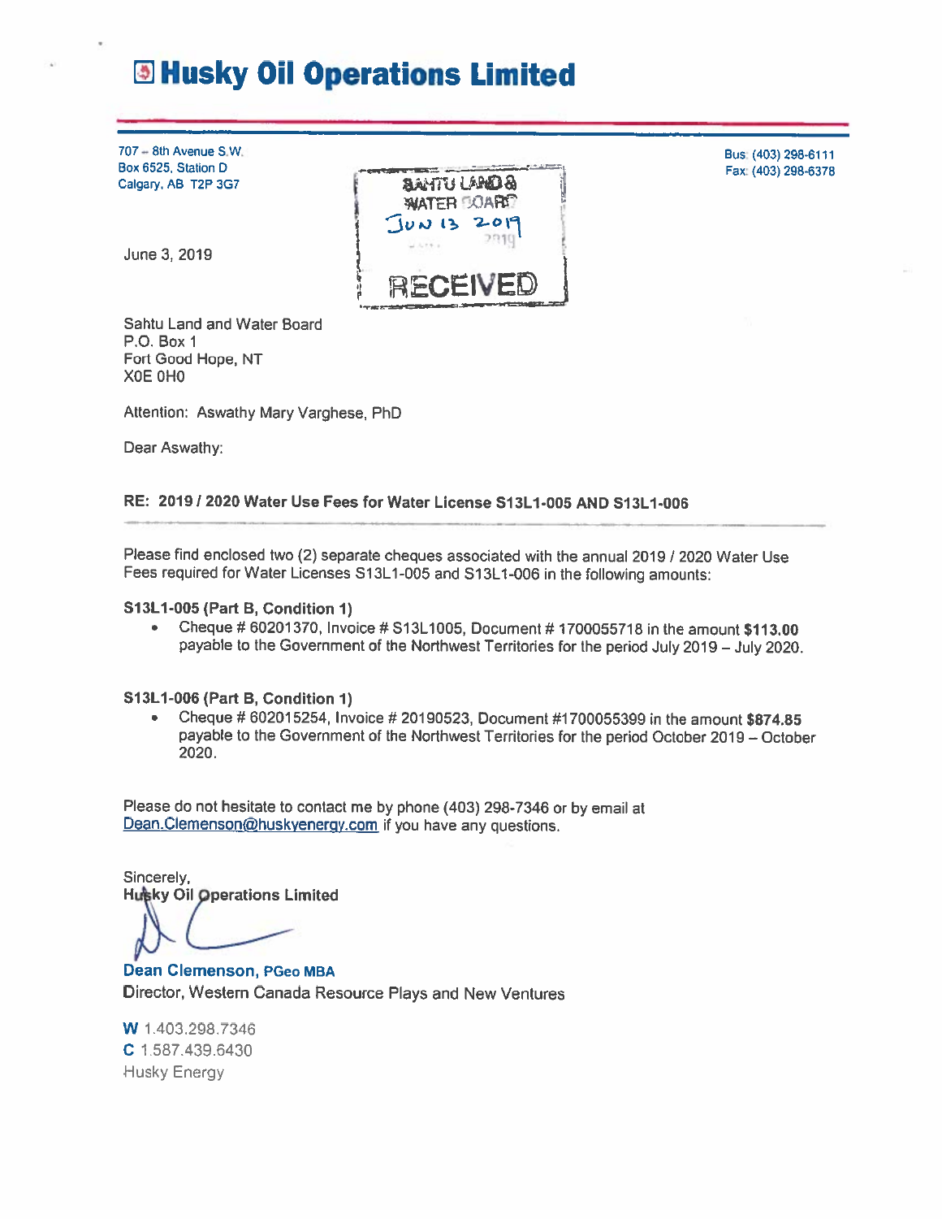# Husky Oil Operations Limited

707 – 8th Avenue S.W.
Box 6525, Station D
Calgary, AB T2P 3G7

Bus: (403) 298-6111
Fax: (403) 298-6378

SAHTU LAND & WATER BOARD
JUN 13 2019
RECEIVED

June 3, 2019

Sahtu Land and Water Board
P.O. Box 1
Fort Good Hope, NT
X0E 0H0

Attention: Aswathy Mary Varghese, PhD

Dear Aswathy:

**RE: 2019 / 2020 Water Use Fees for Water License S13L1-005 AND S13L1-006**

Please find enclosed two (2) separate cheques associated with the annual 2019 / 2020 Water Use Fees required for Water Licenses S13L1-005 and S13L1-006 in the following amounts:

**S13L1-005 (Part B, Condition 1)**

- Cheque # 60201370, Invoice # S13L1005, Document # 1700055718 in the amount **$113.00** payable to the Government of the Northwest Territories for the period July 2019 – July 2020.

**S13L1-006 (Part B, Condition 1)**

- Cheque # 602015254, Invoice # 20190523, Document #1700055399 in the amount **$874.85** payable to the Government of the Northwest Territories for the period October 2019 – October 2020.

Please do not hesitate to contact me by phone (403) 298-7346 or by email at Dean.Clemenson@huskyenergy.com if you have any questions.

Sincerely,
**Husky Oil Operations Limited**

**Dean Clemenson, PGeo MBA**
Director, Western Canada Resource Plays and New Ventures

**W** 1.403.298.7346
**C** 1.587.439.6430
Husky Energy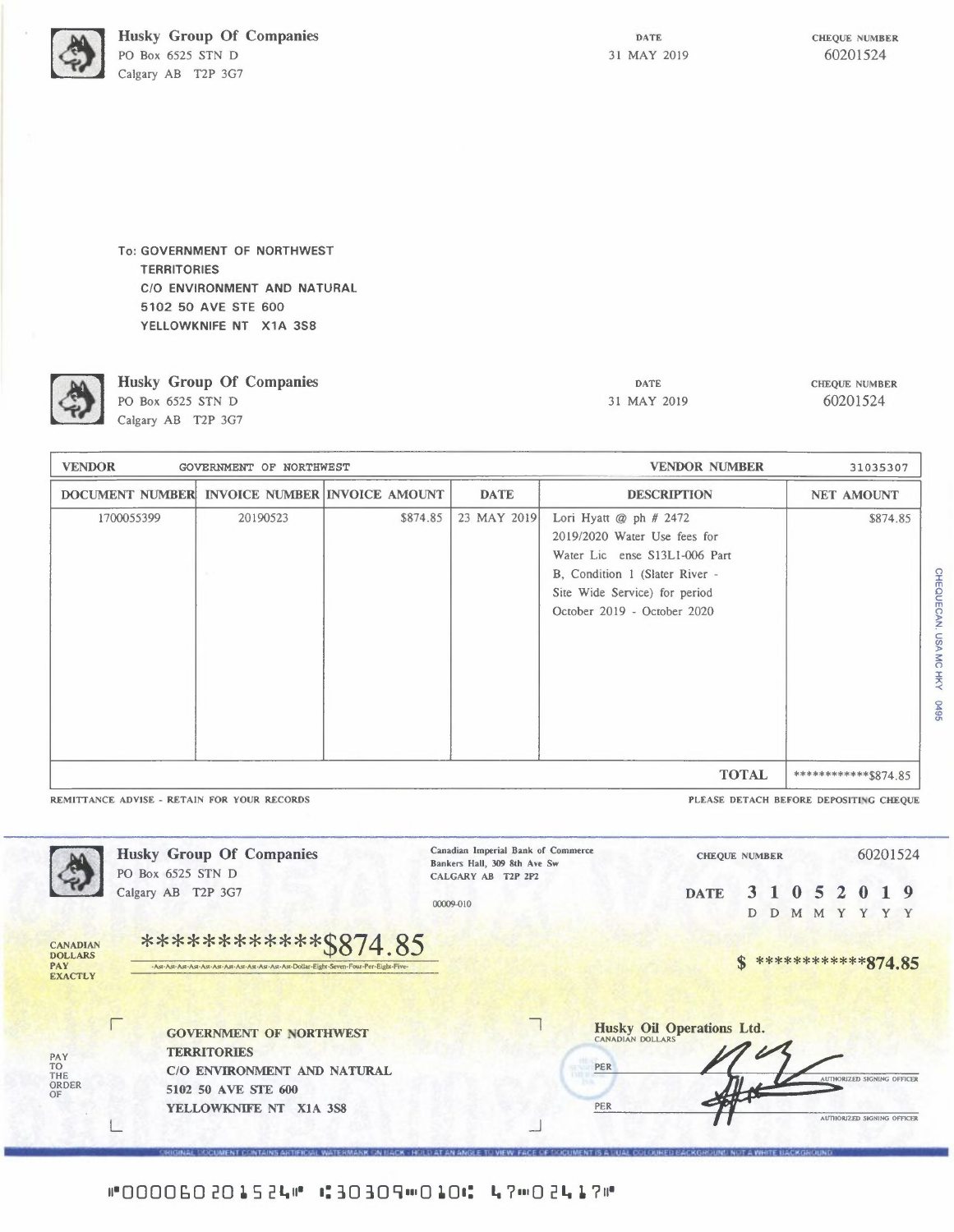**Husky Group Of Companies**
PO Box 6525 STN D
Calgary AB T2P 3G7

DATE
31 MAY 2019

CHEQUE NUMBER
60201524

To: GOVERNMENT OF NORTHWEST
TERRITORIES
C/O ENVIRONMENT AND NATURAL
5102 50 AVE STE 600
YELLOWKNIFE NT X1A 3S8

**Husky Group Of Companies**
PO Box 6525 STN D
Calgary AB T2P 3G7

DATE
31 MAY 2019

CHEQUE NUMBER
60201524

| VENDOR | GOVERNMENT OF NORTHWEST | | | VENDOR NUMBER | 31035307 |
|---|---|---|---|---|---|
| **DOCUMENT NUMBER** | **INVOICE NUMBER** | **INVOICE AMOUNT** | **DATE** | **DESCRIPTION** | **NET AMOUNT** |
| 1700055399 | 20190523 | $874.85 | 23 MAY 2019 | Lori Hyatt @ ph # 2472 2019/2020 Water Use fees for Water Lic ense S13L1-006 Part B, Condition 1 (Slater River - Site Wide Service) for period October 2019 - October 2020 | $874.85 |
| | | | | **TOTAL** | ************$874.85 |

REMITTANCE ADVISE - RETAIN FOR YOUR RECORDS

PLEASE DETACH BEFORE DEPOSITING CHEQUE

CHEQUECAN, USA MC HKY 0495

**Husky Group Of Companies**
PO Box 6525 STN D
Calgary AB T2P 3G7

Canadian Imperial Bank of Commerce
Bankers Hall, 309 8th Ave Sw
CALGARY AB T2P 2P2

00009-010

CHEQUE NUMBER 60201524

DATE 3 1 0 5 2 0 1 9
D D M M Y Y Y Y

CANADIAN DOLLARS PAY EXACTLY ************$874.85

-Ast-Ast-Ast-Ast-Ast-Ast-Ast-Ast-Ast-Ast-Ast-Ast-Dollar-Eight-Seven-Four-Per-Eight-Five-

$ ************874.85

PAY TO THE ORDER OF

GOVERNMENT OF NORTHWEST
TERRITORIES
C/O ENVIRONMENT AND NATURAL
5102 50 AVE STE 600
YELLOWKNIFE NT X1A 3S8

Husky Oil Operations Ltd.
CANADIAN DOLLARS

PER ______ AUTHORIZED SIGNING OFFICER

PER ______ AUTHORIZED SIGNING OFFICER

ORIGINAL DOCUMENT CONTAINS ARTIFICIAL WATERMARK ON BACK - HOLD AT AN ANGLE TO VIEW FACE OF DOCUMENT IS A DUAL COLOURED BACKGROUND NOT A WHITE BACKGROUND

⑈0000602015 24⑈ ⑆30309⑉010⑆ 47⑉02417⑈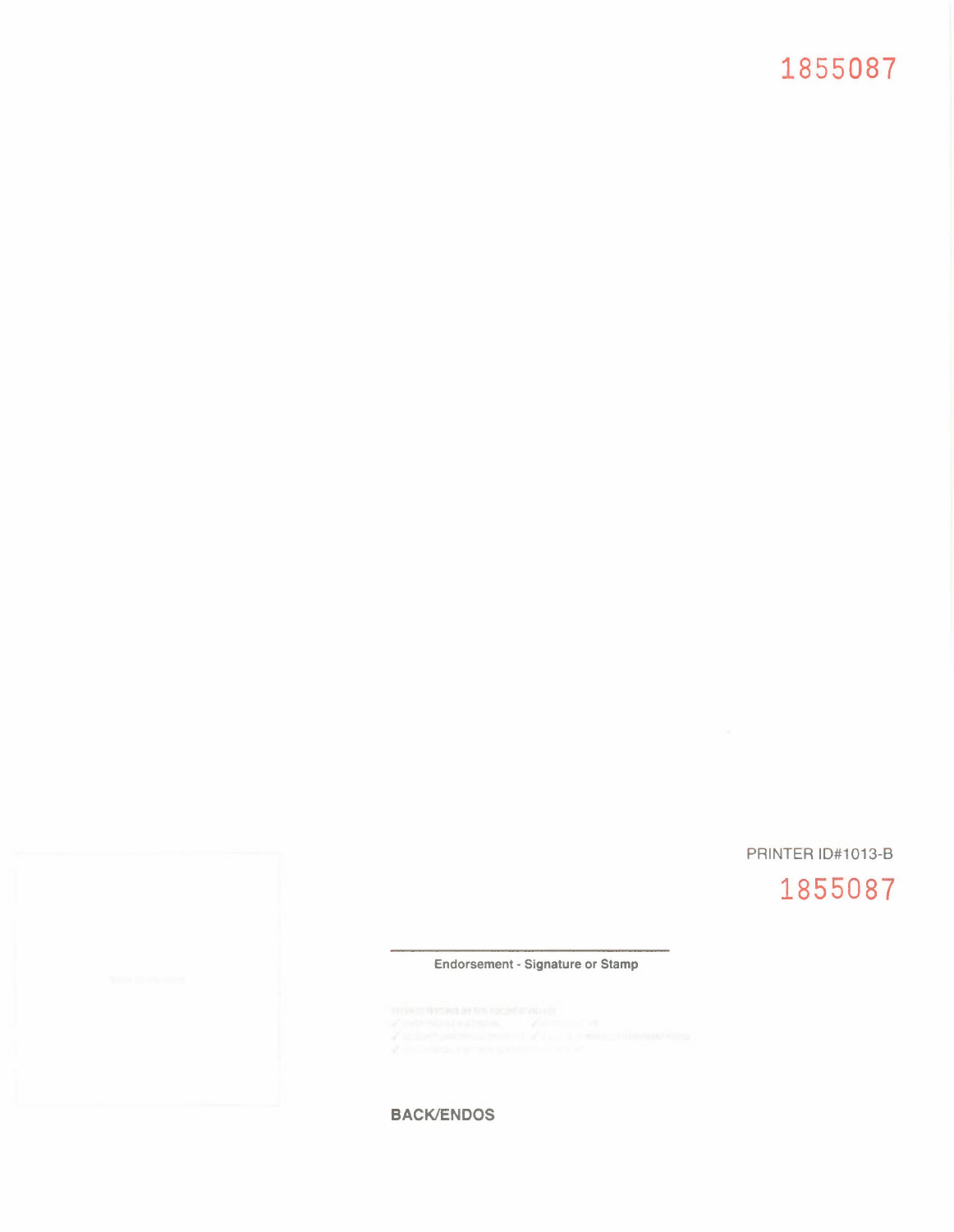1855087

PRINTER ID#1013-B

1855087

Endorsement - Signature or Stamp

BACK/ENDOS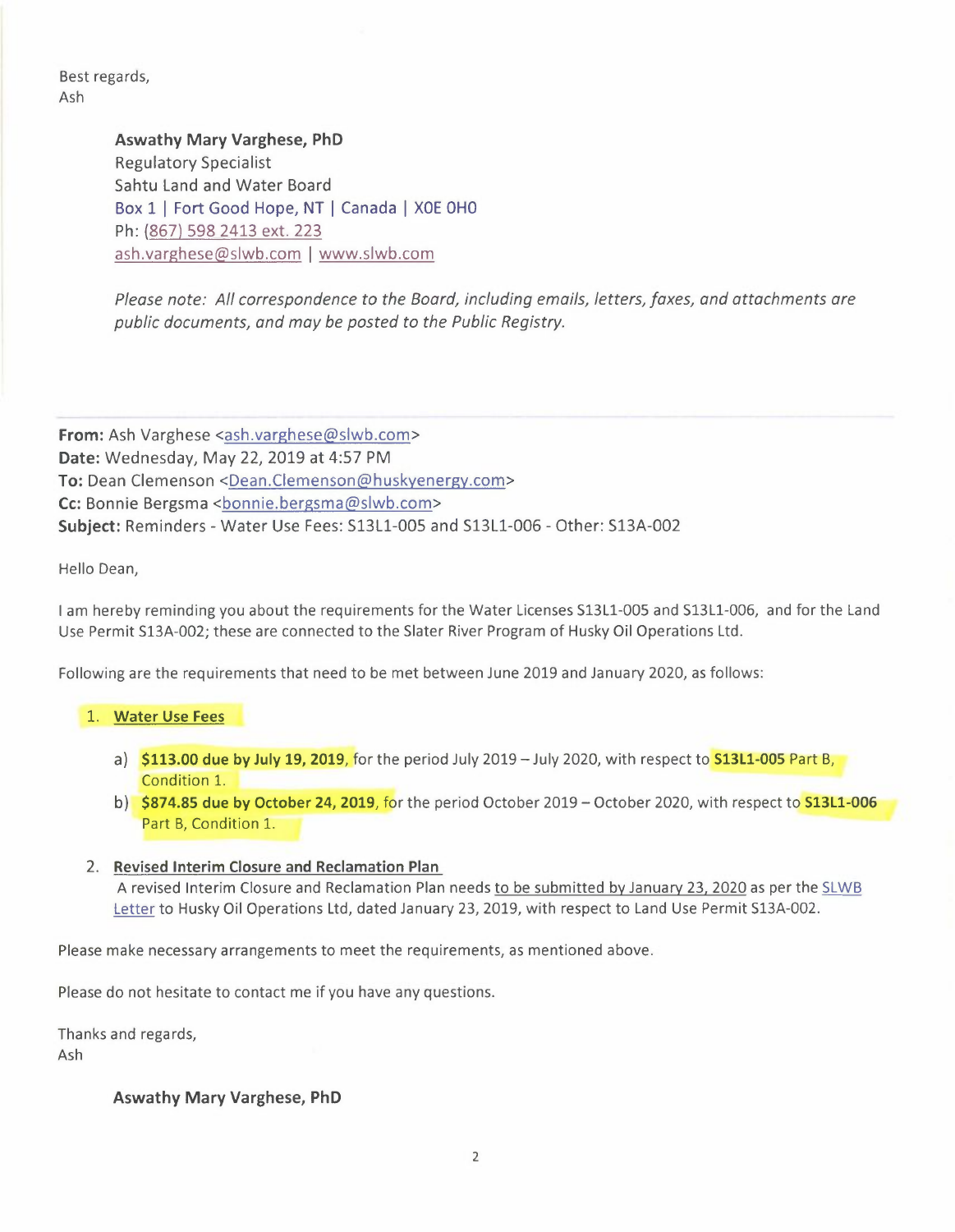Best regards,
Ash

**Aswathy Mary Varghese, PhD**
Regulatory Specialist
Sahtu Land and Water Board
Box 1 | Fort Good Hope, NT | Canada | X0E 0H0
Ph: (867) 598 2413 ext. 223
ash.varghese@slwb.com | www.slwb.com

*Please note: All correspondence to the Board, including emails, letters, faxes, and attachments are public documents, and may be posted to the Public Registry.*

---

**From:** Ash Varghese <ash.varghese@slwb.com>
**Date:** Wednesday, May 22, 2019 at 4:57 PM
**To:** Dean Clemenson <Dean.Clemenson@huskyenergy.com>
**Cc:** Bonnie Bergsma <bonnie.bergsma@slwb.com>
**Subject:** Reminders - Water Use Fees: S13L1-005 and S13L1-006 - Other: S13A-002

Hello Dean,

I am hereby reminding you about the requirements for the Water Licenses S13L1-005 and S13L1-006, and for the Land Use Permit S13A-002; these are connected to the Slater River Program of Husky Oil Operations Ltd.

Following are the requirements that need to be met between June 2019 and January 2020, as follows:

1. **Water Use Fees**
   a) **$113.00 due by July 19, 2019**, for the period July 2019 – July 2020, with respect to **S13L1-005** Part B, Condition 1.
   b) **$874.85 due by October 24, 2019**, for the period October 2019 – October 2020, with respect to **S13L1-006** Part B, Condition 1.

2. **Revised Interim Closure and Reclamation Plan**
   A revised Interim Closure and Reclamation Plan needs to be submitted by January 23, 2020 as per the SLWB Letter to Husky Oil Operations Ltd, dated January 23, 2019, with respect to Land Use Permit S13A-002.

Please make necessary arrangements to meet the requirements, as mentioned above.

Please do not hesitate to contact me if you have any questions.

Thanks and regards,
Ash

**Aswathy Mary Varghese, PhD**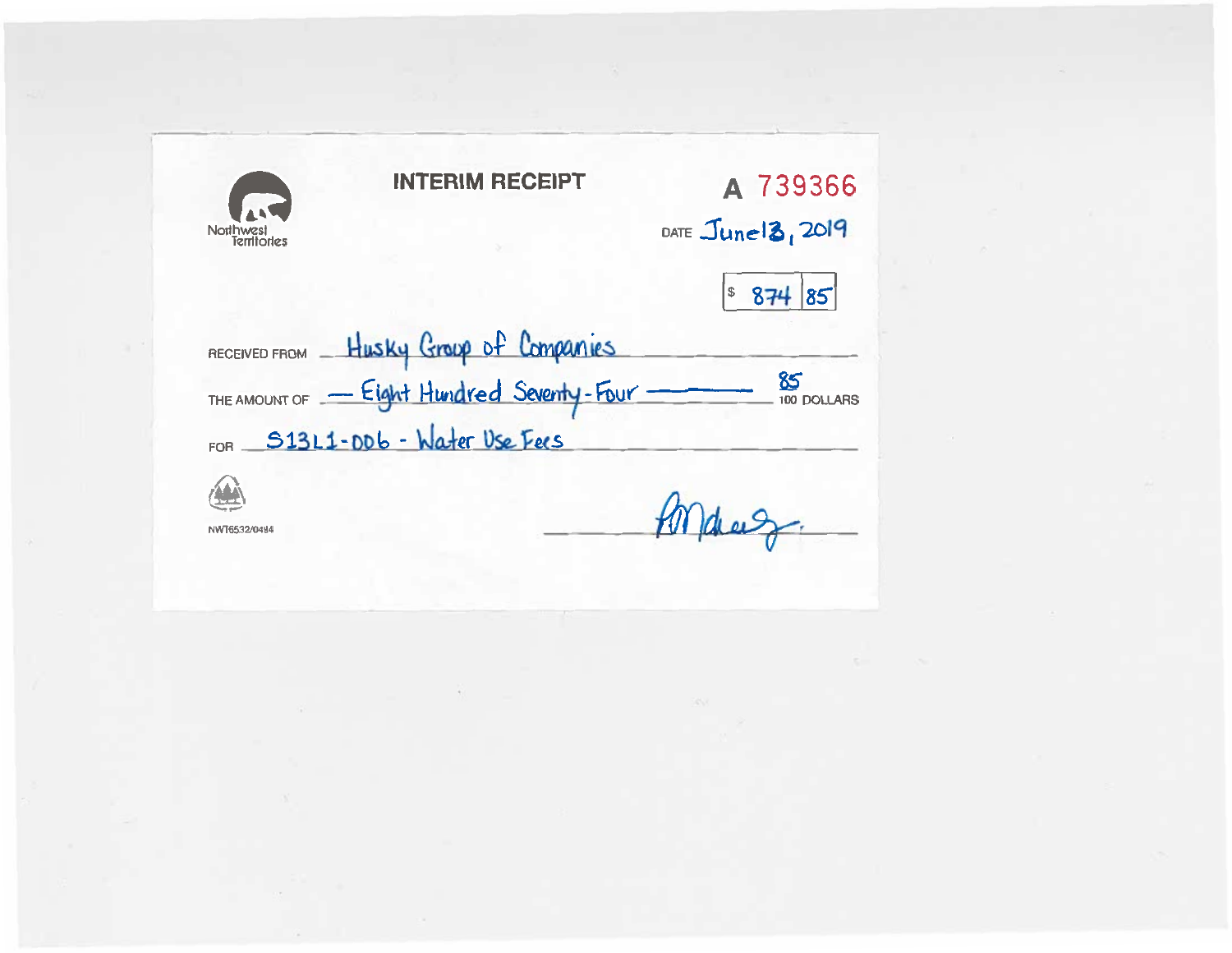Northwest Territories

# INTERIM RECEIPT

A 739366

DATE June 13, 2019

$ 874 85

RECEIVED FROM Husky Group of Companies

THE AMOUNT OF — Eight Hundred Seventy-Four —— 85/100 DOLLARS

FOR S13L1-006 - Water Use Fees

NWT6532/0494